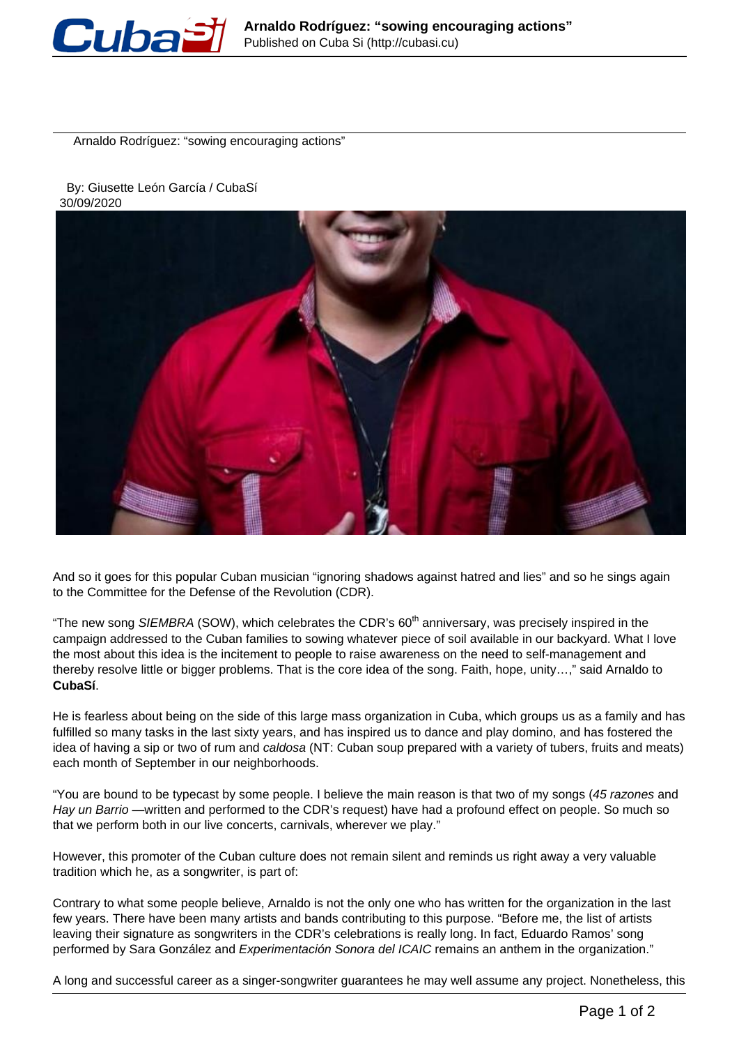# Arnaldo Rodríguez: “sowing encouraging actions”

By: Giusette León García / CubaSí
30/09/2020

And so it goes for this popular Cuban musician “ignoring shadows against hatred and lies” and so he sings again to the Committee for the Defense of the Revolution (CDR).

“The new song *SIEMBRA* (SOW), which celebrates the CDR’s 60th anniversary, was precisely inspired in the campaign addressed to the Cuban families to sowing whatever piece of soil available in our backyard. What I love the most about this idea is the incitement to people to raise awareness on the need to self-management and thereby resolve little or bigger problems. That is the core idea of the song. Faith, hope, unity…,” said Arnaldo to **CubaSí**.

He is fearless about being on the side of this large mass organization in Cuba, which groups us as a family and has fulfilled so many tasks in the last sixty years, and has inspired us to dance and play domino, and has fostered the idea of having a sip or two of rum and *caldosa* (NT: Cuban soup prepared with a variety of tubers, fruits and meats) each month of September in our neighborhoods.

“You are bound to be typecast by some people. I believe the main reason is that two of my songs (*45 razones* and *Hay un Barrio* —written and performed to the CDR’s request) have had a profound effect on people. So much so that we perform both in our live concerts, carnivals, wherever we play.”

However, this promoter of the Cuban culture does not remain silent and reminds us right away a very valuable tradition which he, as a songwriter, is part of:

Contrary to what some people believe, Arnaldo is not the only one who has written for the organization in the last few years. There have been many artists and bands contributing to this purpose. “Before me, the list of artists leaving their signature as songwriters in the CDR’s celebrations is really long. In fact, Eduardo Ramos’ song performed by Sara González and *Experimentación Sonora del ICAIC* remains an anthem in the organization.”

A long and successful career as a singer-songwriter guarantees he may well assume any project. Nonetheless, this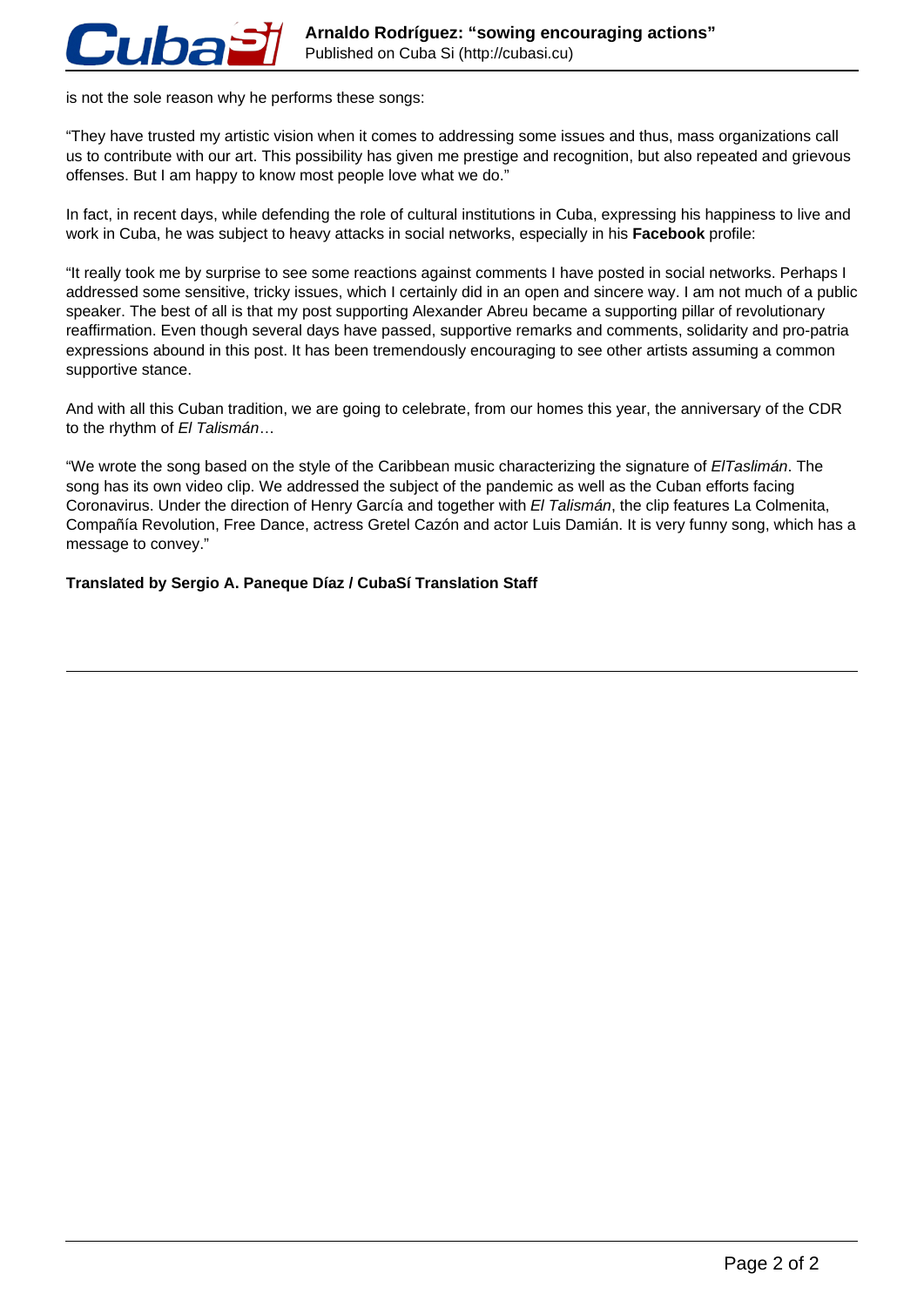is not the sole reason why he performs these songs:

“They have trusted my artistic vision when it comes to addressing some issues and thus, mass organizations call us to contribute with our art. This possibility has given me prestige and recognition, but also repeated and grievous offenses. But I am happy to know most people love what we do.”

In fact, in recent days, while defending the role of cultural institutions in Cuba, expressing his happiness to live and work in Cuba, he was subject to heavy attacks in social networks, especially in his **Facebook** profile:

“It really took me by surprise to see some reactions against comments I have posted in social networks. Perhaps I addressed some sensitive, tricky issues, which I certainly did in an open and sincere way. I am not much of a public speaker. The best of all is that my post supporting Alexander Abreu became a supporting pillar of revolutionary reaffirmation. Even though several days have passed, supportive remarks and comments, solidarity and pro-patria expressions abound in this post. It has been tremendously encouraging to see other artists assuming a common supportive stance.

And with all this Cuban tradition, we are going to celebrate, from our homes this year, the anniversary of the CDR to the rhythm of *El Talismán*…

“We wrote the song based on the style of the Caribbean music characterizing the signature of *ElTaslimán*. The song has its own video clip. We addressed the subject of the pandemic as well as the Cuban efforts facing Coronavirus. Under the direction of Henry García and together with *El Talismán*, the clip features La Colmenita, Compañía Revolution, Free Dance, actress Gretel Cazón and actor Luis Damián. It is very funny song, which has a message to convey.”

**Translated by Sergio A. Paneque Díaz / CubaSí Translation Staff**